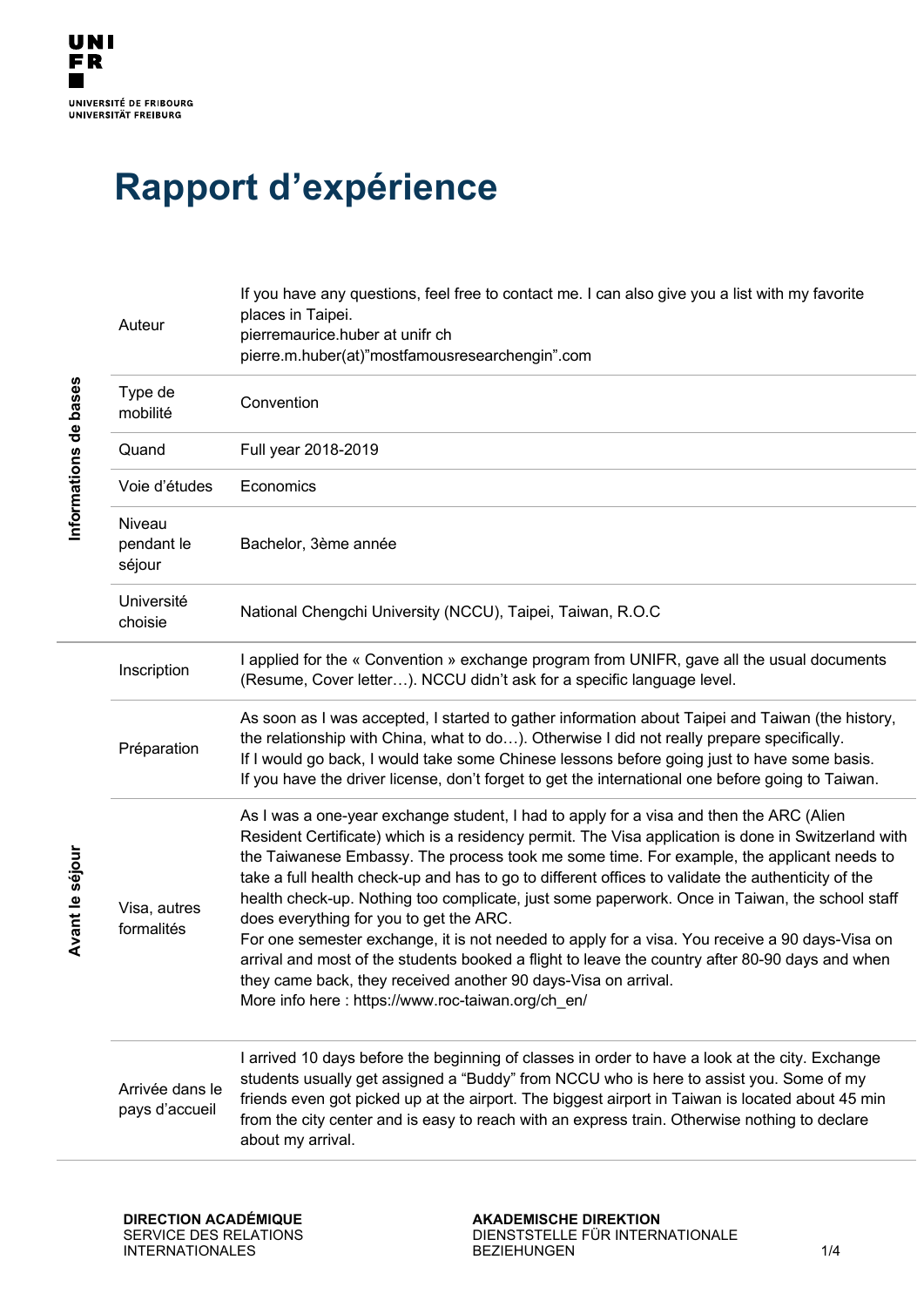UNIVERSITÉ DE FRIBOURG
UNIVERSITÄT FREIBURG

# Rapport d'expérience

| Section | Champ | Contenu |
|---|---|---|
| Informations de bases | Auteur | If you have any questions, feel free to contact me. I can also give you a list with my favorite places in Taipei.<br>pierremaurice.huber at unifr ch<br>pierre.m.huber(at)"mostfamousresearchengin".com |
| | Type de mobilité | Convention |
| | Quand | Full year 2018-2019 |
| | Voie d'études | Economics |
| | Niveau pendant le séjour | Bachelor, 3ème année |
| | Université choisie | National Chengchi University (NCCU), Taipei, Taiwan, R.O.C |
| Avant le séjour | Inscription | I applied for the « Convention » exchange program from UNIFR, gave all the usual documents (Resume, Cover letter…). NCCU didn't ask for a specific language level. |
| | Préparation | As soon as I was accepted, I started to gather information about Taipei and Taiwan (the history, the relationship with China, what to do…). Otherwise I did not really prepare specifically.<br>If I would go back, I would take some Chinese lessons before going just to have some basis.<br>If you have the driver license, don't forget to get the international one before going to Taiwan. |
| | Visa, autres formalités | As I was a one-year exchange student, I had to apply for a visa and then the ARC (Alien Resident Certificate) which is a residency permit. The Visa application is done in Switzerland with the Taiwanese Embassy. The process took me some time. For example, the applicant needs to take a full health check-up and has to go to different offices to validate the authenticity of the health check-up. Nothing too complicate, just some paperwork. Once in Taiwan, the school staff does everything for you to get the ARC.<br>For one semester exchange, it is not needed to apply for a visa. You receive a 90 days-Visa on arrival and most of the students booked a flight to leave the country after 80-90 days and when they came back, they received another 90 days-Visa on arrival.<br>More info here : https://www.roc-taiwan.org/ch_en/ |
| | Arrivée dans le pays d'accueil | I arrived 10 days before the beginning of classes in order to have a look at the city. Exchange students usually get assigned a "Buddy" from NCCU who is here to assist you. Some of my friends even got picked up at the airport. The biggest airport in Taiwan is located about 45 min from the city center and is easy to reach with an express train. Otherwise nothing to declare about my arrival. |

**DIRECTION ACADÉMIQUE**
SERVICE DES RELATIONS INTERNATIONALES

**AKADEMISCHE DIREKTION**
DIENSTSTELLE FÜR INTERNATIONALE BEZIEHUNGEN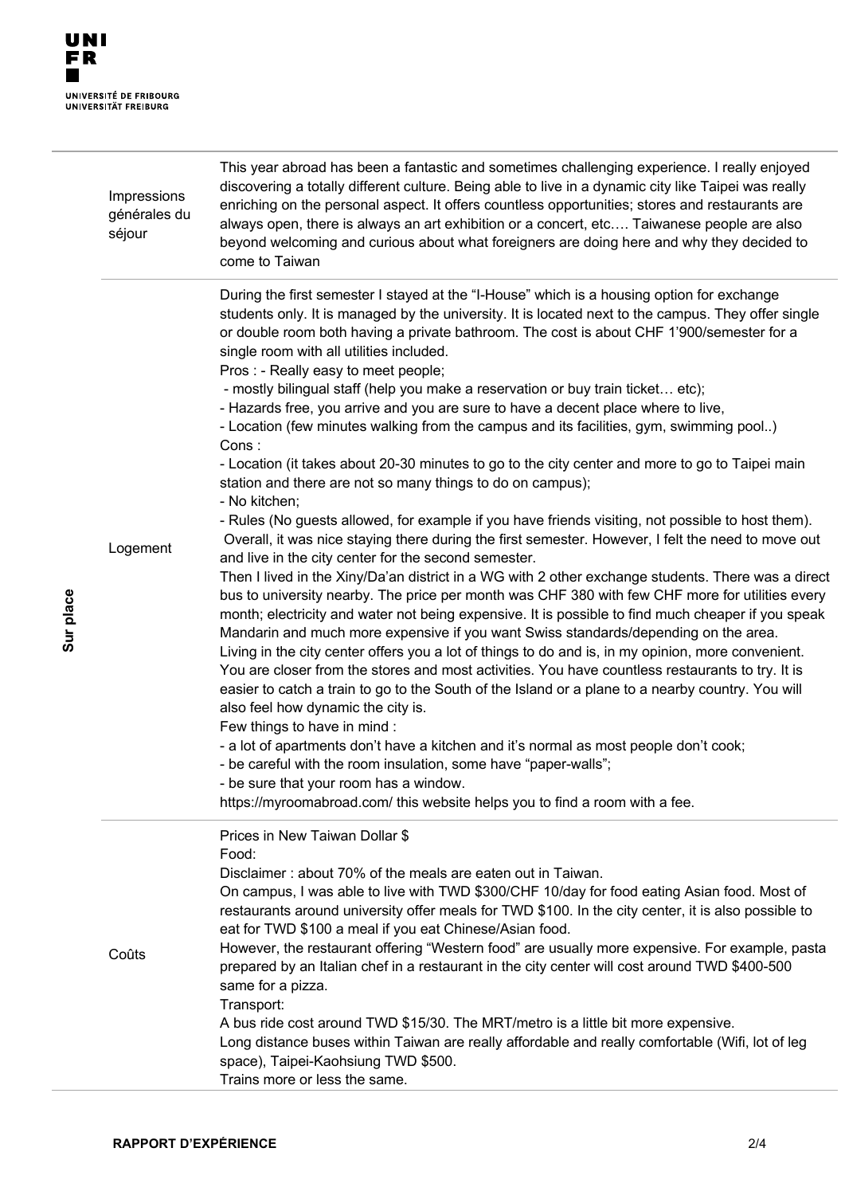| Sur place | | |
|---|---|---|
| | Impressions générales du séjour | This year abroad has been a fantastic and sometimes challenging experience. I really enjoyed discovering a totally different culture. Being able to live in a dynamic city like Taipei was really enriching on the personal aspect. It offers countless opportunities; stores and restaurants are always open, there is always an art exhibition or a concert, etc…. Taiwanese people are also beyond welcoming and curious about what foreigners are doing here and why they decided to come to Taiwan |
| | Logement | During the first semester I stayed at the "I-House" which is a housing option for exchange students only. It is managed by the university. It is located next to the campus. They offer single or double room both having a private bathroom. The cost is about CHF 1'900/semester for a single room with all utilities included.<br>Pros : - Really easy to meet people;<br>- mostly bilingual staff (help you make a reservation or buy train ticket… etc);<br>- Hazards free, you arrive and you are sure to have a decent place where to live,<br>- Location (few minutes walking from the campus and its facilities, gym, swimming pool..)<br>Cons :<br>- Location (it takes about 20-30 minutes to go to the city center and more to go to Taipei main station and there are not so many things to do on campus);<br>- No kitchen;<br>- Rules (No guests allowed, for example if you have friends visiting, not possible to host them).<br>Overall, it was nice staying there during the first semester. However, I felt the need to move out and live in the city center for the second semester.<br>Then I lived in the Xiny/Da'an district in a WG with 2 other exchange students. There was a direct bus to university nearby. The price per month was CHF 380 with few CHF more for utilities every month; electricity and water not being expensive. It is possible to find much cheaper if you speak Mandarin and much more expensive if you want Swiss standards/depending on the area.<br>Living in the city center offers you a lot of things to do and is, in my opinion, more convenient. You are closer from the stores and most activities. You have countless restaurants to try. It is easier to catch a train to go to the South of the Island or a plane to a nearby country. You will also feel how dynamic the city is.<br>Few things to have in mind :<br>- a lot of apartments don't have a kitchen and it's normal as most people don't cook;<br>- be careful with the room insulation, some have "paper-walls";<br>- be sure that your room has a window.<br>https://myroomabroad.com/ this website helps you to find a room with a fee. |
| | Coûts | Prices in New Taiwan Dollar $<br>Food:<br>Disclaimer : about 70% of the meals are eaten out in Taiwan.<br>On campus, I was able to live with TWD $300/CHF 10/day for food eating Asian food. Most of restaurants around university offer meals for TWD $100. In the city center, it is also possible to eat for TWD $100 a meal if you eat Chinese/Asian food.<br>However, the restaurant offering "Western food" are usually more expensive. For example, pasta prepared by an Italian chef in a restaurant in the city center will cost around TWD $400-500 same for a pizza.<br>Transport:<br>A bus ride cost around TWD $15/30. The MRT/metro is a little bit more expensive.<br>Long distance buses within Taiwan are really affordable and really comfortable (Wifi, lot of leg space), Taipei-Kaohsiung TWD $500.<br>Trains more or less the same. |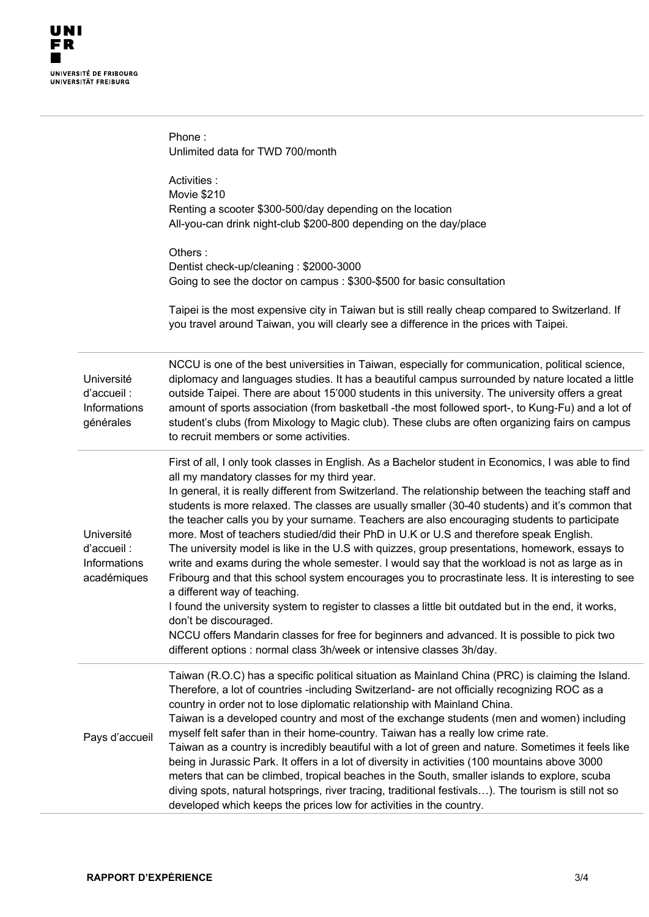| | |
|---|---|
| | Phone :<br>Unlimited data for TWD 700/month<br><br>Activities :<br>Movie $210<br>Renting a scooter $300-500/day depending on the location<br>All-you-can drink night-club $200-800 depending on the day/place<br><br>Others :<br>Dentist check-up/cleaning : $2000-3000<br>Going to see the doctor on campus : $300-$500 for basic consultation<br><br>Taipei is the most expensive city in Taiwan but is still really cheap compared to Switzerland. If you travel around Taiwan, you will clearly see a difference in the prices with Taipei. |
| Université d'accueil : Informations générales | NCCU is one of the best universities in Taiwan, especially for communication, political science, diplomacy and languages studies. It has a beautiful campus surrounded by nature located a little outside Taipei. There are about 15'000 students in this university. The university offers a great amount of sports association (from basketball -the most followed sport-, to Kung-Fu) and a lot of student's clubs (from Mixology to Magic club). These clubs are often organizing fairs on campus to recruit members or some activities. |
| Université d'accueil : Informations académiques | First of all, I only took classes in English. As a Bachelor student in Economics, I was able to find all my mandatory classes for my third year.<br>In general, it is really different from Switzerland. The relationship between the teaching staff and students is more relaxed. The classes are usually smaller (30-40 students) and it's common that the teacher calls you by your surname. Teachers are also encouraging students to participate more. Most of teachers studied/did their PhD in U.K or U.S and therefore speak English.<br>The university model is like in the U.S with quizzes, group presentations, homework, essays to write and exams during the whole semester. I would say that the workload is not as large as in Fribourg and that this school system encourages you to procrastinate less. It is interesting to see a different way of teaching.<br>I found the university system to register to classes a little bit outdated but in the end, it works, don't be discouraged.<br>NCCU offers Mandarin classes for free for beginners and advanced. It is possible to pick two different options : normal class 3h/week or intensive classes 3h/day. |
| Pays d'accueil | Taiwan (R.O.C) has a specific political situation as Mainland China (PRC) is claiming the Island. Therefore, a lot of countries -including Switzerland- are not officially recognizing ROC as a country in order not to lose diplomatic relationship with Mainland China.<br>Taiwan is a developed country and most of the exchange students (men and women) including myself felt safer than in their home-country. Taiwan has a really low crime rate.<br>Taiwan as a country is incredibly beautiful with a lot of green and nature. Sometimes it feels like being in Jurassic Park. It offers in a lot of diversity in activities (100 mountains above 3000 meters that can be climbed, tropical beaches in the South, smaller islands to explore, scuba diving spots, natural hotsprings, river tracing, traditional festivals…). The tourism is still not so developed which keeps the prices low for activities in the country. |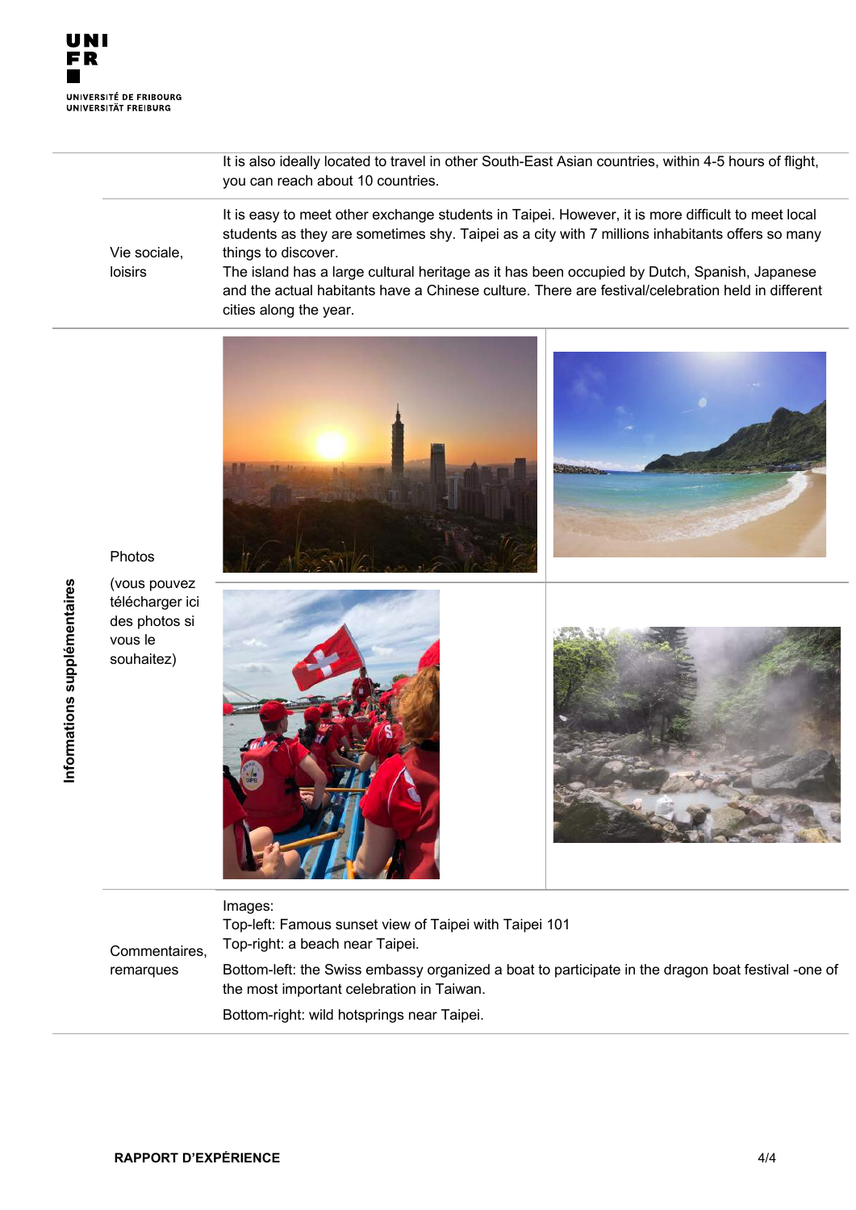| | | |
|---|---|---|
| | | It is also ideally located to travel in other South-East Asian countries, within 4-5 hours of flight, you can reach about 10 countries. |
| | Vie sociale, loisirs | It is easy to meet other exchange students in Taipei. However, it is more difficult to meet local students as they are sometimes shy. Taipei as a city with 7 millions inhabitants offers so many things to discover.<br>The island has a large cultural heritage as it has been occupied by Dutch, Spanish, Japanese and the actual habitants have a Chinese culture. There are festival/celebration held in different cities along the year. |
| Informations supplémentaires | Photos<br>(vous pouvez télécharger ici des photos si vous le souhaitez) | |
| | Commentaires, remarques | Images:<br>Top-left: Famous sunset view of Taipei with Taipei 101<br>Top-right: a beach near Taipei.<br>Bottom-left: the Swiss embassy organized a boat to participate in the dragon boat festival -one of the most important celebration in Taiwan.<br>Bottom-right: wild hotsprings near Taipei. |